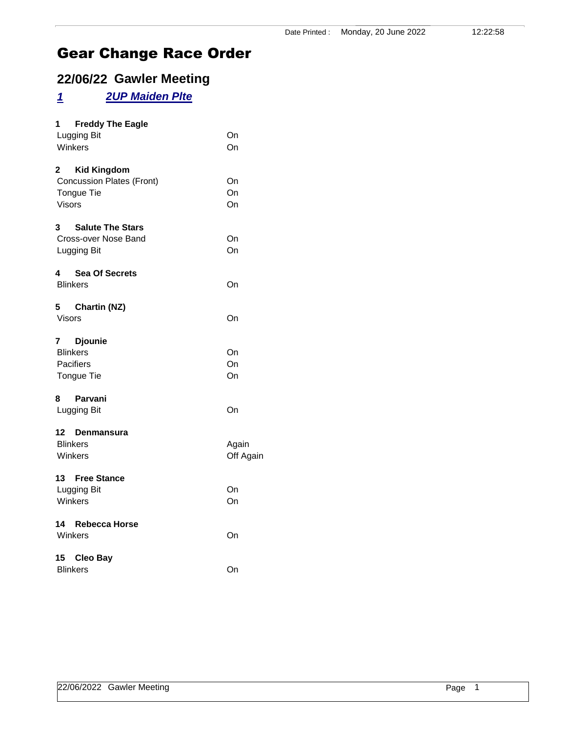Date Printed : Monday, 20 June 2022 12:22:58

# Gear Change Race Order

## 22/06/22 Gawler Meeting

### *1 2UP Maiden Plte*

**1 Freddy The Eagle**

| | |
|---|---|
| Lugging Bit | On |
| Winkers | On |

**2 Kid Kingdom**

| | |
|---|---|
| Concussion Plates (Front) | On |
| Tongue Tie | On |
| Visors | On |

**3 Salute The Stars**

| | |
|---|---|
| Cross-over Nose Band | On |
| Lugging Bit | On |

**4 Sea Of Secrets**

| | |
|---|---|
| Blinkers | On |

**5 Chartin (NZ)**

| | |
|---|---|
| Visors | On |

**7 Djounie**

| | |
|---|---|
| Blinkers | On |
| Pacifiers | On |
| Tongue Tie | On |

**8 Parvani**

| | |
|---|---|
| Lugging Bit | On |

**12 Denmansura**

| | |
|---|---|
| Blinkers | Again |
| Winkers | Off Again |

**13 Free Stance**

| | |
|---|---|
| Lugging Bit | On |
| Winkers | On |

**14 Rebecca Horse**

| | |
|---|---|
| Winkers | On |

**15 Cleo Bay**

| | |
|---|---|
| Blinkers | On |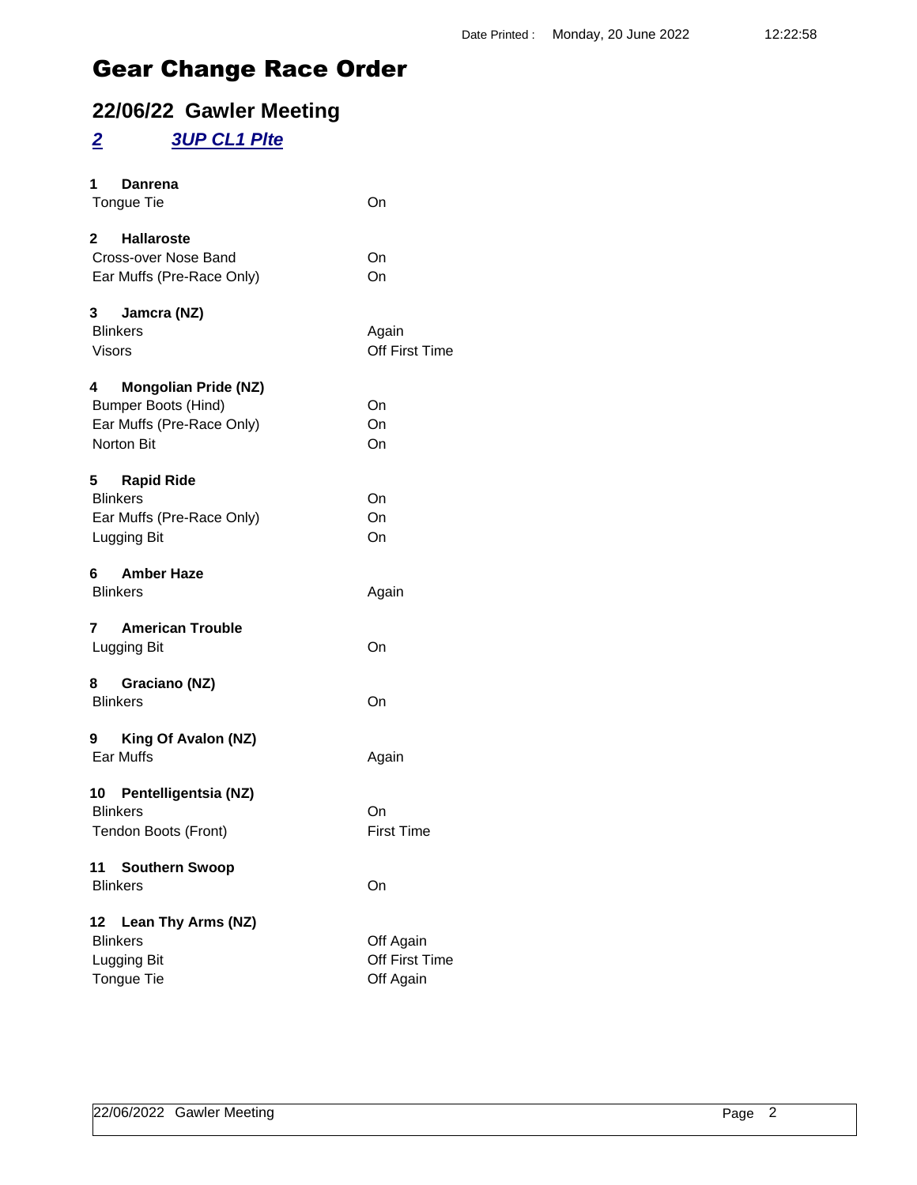Date Printed : Monday, 20 June 2022 12:22:58

# Gear Change Race Order

## 22/06/22 Gawler Meeting

### *2* *3UP CL1 Plte*

**1 Danrena**

| | |
|---|---|
| Tongue Tie | On |

**2 Hallaroste**

| | |
|---|---|
| Cross-over Nose Band | On |
| Ear Muffs (Pre-Race Only) | On |

**3 Jamcra (NZ)**

| | |
|---|---|
| Blinkers | Again |
| Visors | Off First Time |

**4 Mongolian Pride (NZ)**

| | |
|---|---|
| Bumper Boots (Hind) | On |
| Ear Muffs (Pre-Race Only) | On |
| Norton Bit | On |

**5 Rapid Ride**

| | |
|---|---|
| Blinkers | On |
| Ear Muffs (Pre-Race Only) | On |
| Lugging Bit | On |

**6 Amber Haze**

| | |
|---|---|
| Blinkers | Again |

**7 American Trouble**

| | |
|---|---|
| Lugging Bit | On |

**8 Graciano (NZ)**

| | |
|---|---|
| Blinkers | On |

**9 King Of Avalon (NZ)**

| | |
|---|---|
| Ear Muffs | Again |

**10 Pentelligentsia (NZ)**

| | |
|---|---|
| Blinkers | On |
| Tendon Boots (Front) | First Time |

**11 Southern Swoop**

| | |
|---|---|
| Blinkers | On |

**12 Lean Thy Arms (NZ)**

| | |
|---|---|
| Blinkers | Off Again |
| Lugging Bit | Off First Time |
| Tongue Tie | Off Again |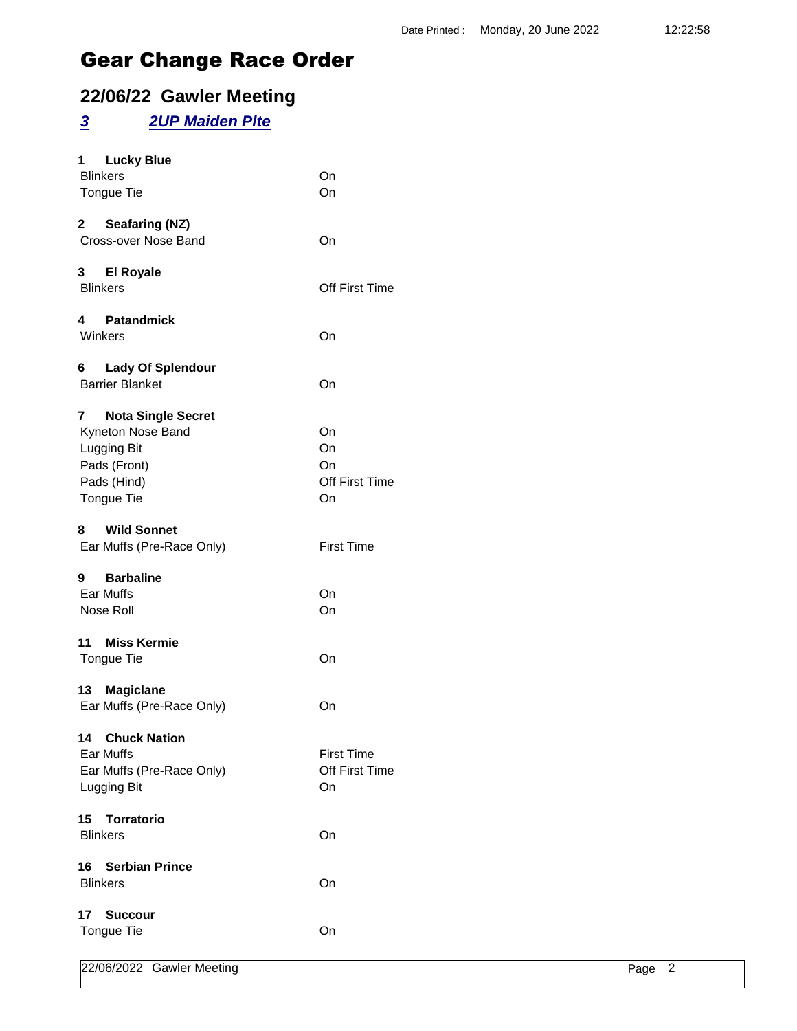Date Printed : Monday, 20 June 2022 12:22:58

# Gear Change Race Order

## 22/06/22 Gawler Meeting

### 3 2UP Maiden Plte

**1 Lucky Blue**

| | |
|---|---|
| Blinkers | On |
| Tongue Tie | On |

**2 Seafaring (NZ)**

| | |
|---|---|
| Cross-over Nose Band | On |

**3 El Royale**

| | |
|---|---|
| Blinkers | Off First Time |

**4 Patandmick**

| | |
|---|---|
| Winkers | On |

**6 Lady Of Splendour**

| | |
|---|---|
| Barrier Blanket | On |

**7 Nota Single Secret**

| | |
|---|---|
| Kyneton Nose Band | On |
| Lugging Bit | On |
| Pads (Front) | On |
| Pads (Hind) | Off First Time |
| Tongue Tie | On |

**8 Wild Sonnet**

| | |
|---|---|
| Ear Muffs (Pre-Race Only) | First Time |

**9 Barbaline**

| | |
|---|---|
| Ear Muffs | On |
| Nose Roll | On |

**11 Miss Kermie**

| | |
|---|---|
| Tongue Tie | On |

**13 Magiclane**

| | |
|---|---|
| Ear Muffs (Pre-Race Only) | On |

**14 Chuck Nation**

| | |
|---|---|
| Ear Muffs | First Time |
| Ear Muffs (Pre-Race Only) | Off First Time |
| Lugging Bit | On |

**15 Torratorio**

| | |
|---|---|
| Blinkers | On |

**16 Serbian Prince**

| | |
|---|---|
| Blinkers | On |

**17 Succour**

| | |
|---|---|
| Tongue Tie | On |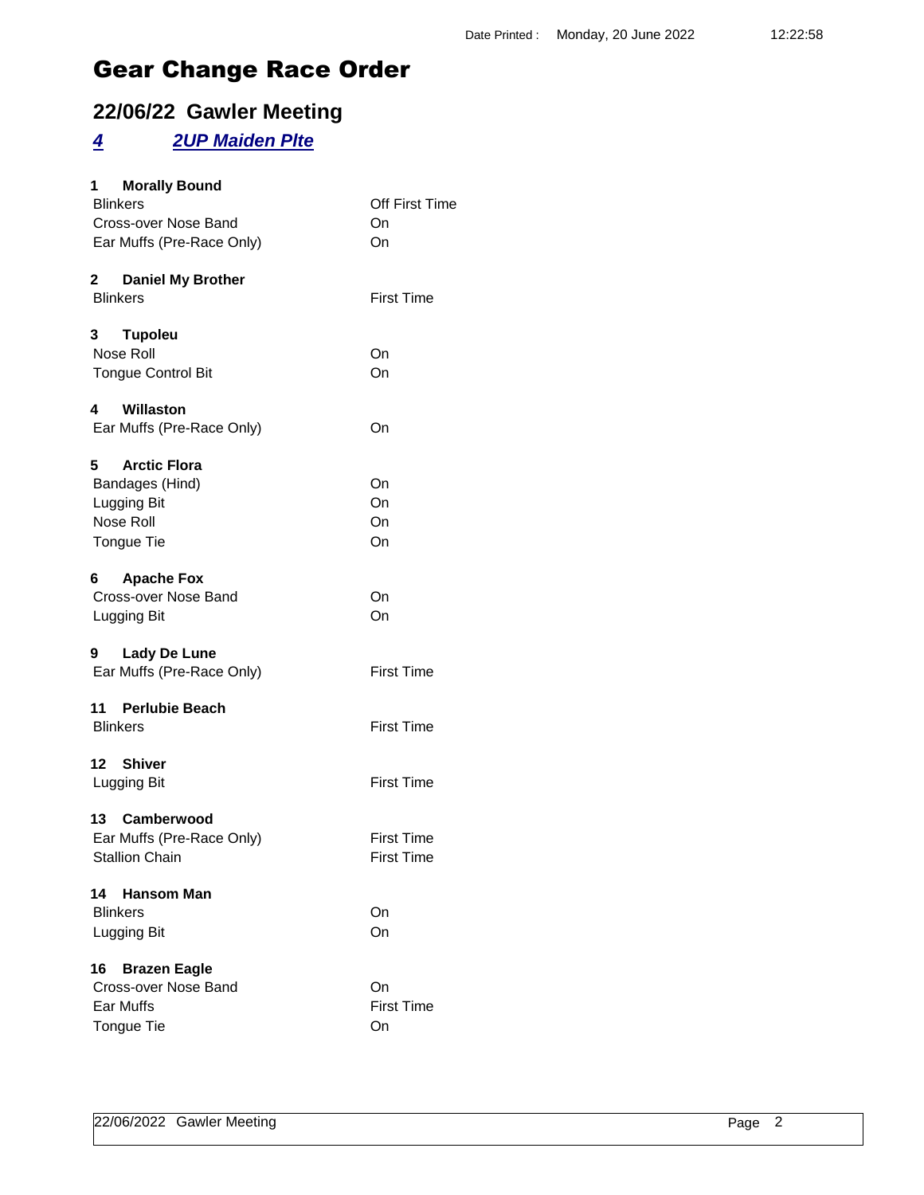# Gear Change Race Order

## 22/06/22 Gawler Meeting

### *4* *2UP Maiden Plte*

**1 Morally Bound**

| | |
|---|---|
| Blinkers | Off First Time |
| Cross-over Nose Band | On |
| Ear Muffs (Pre-Race Only) | On |

**2 Daniel My Brother**

| | |
|---|---|
| Blinkers | First Time |

**3 Tupoleu**

| | |
|---|---|
| Nose Roll | On |
| Tongue Control Bit | On |

**4 Willaston**

| | |
|---|---|
| Ear Muffs (Pre-Race Only) | On |

**5 Arctic Flora**

| | |
|---|---|
| Bandages (Hind) | On |
| Lugging Bit | On |
| Nose Roll | On |
| Tongue Tie | On |

**6 Apache Fox**

| | |
|---|---|
| Cross-over Nose Band | On |
| Lugging Bit | On |

**9 Lady De Lune**

| | |
|---|---|
| Ear Muffs (Pre-Race Only) | First Time |

**11 Perlubie Beach**

| | |
|---|---|
| Blinkers | First Time |

**12 Shiver**

| | |
|---|---|
| Lugging Bit | First Time |

**13 Camberwood**

| | |
|---|---|
| Ear Muffs (Pre-Race Only) | First Time |
| Stallion Chain | First Time |

**14 Hansom Man**

| | |
|---|---|
| Blinkers | On |
| Lugging Bit | On |

**16 Brazen Eagle**

| | |
|---|---|
| Cross-over Nose Band | On |
| Ear Muffs | First Time |
| Tongue Tie | On |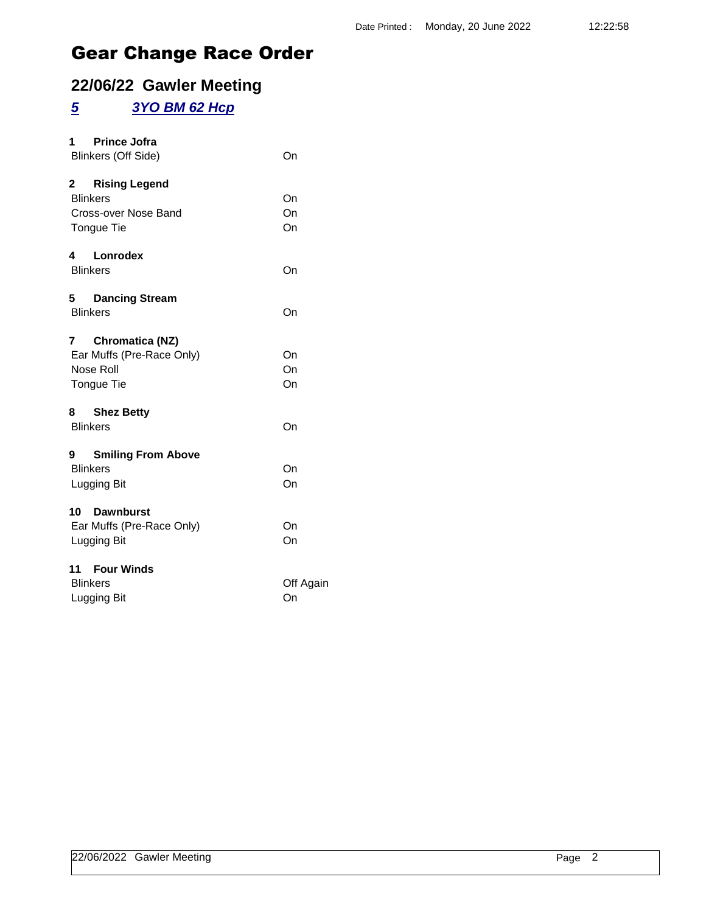Date Printed : Monday, 20 June 2022 12:22:58

# Gear Change Race Order

## 22/06/22 Gawler Meeting

### *5 3YO BM 62 Hcp*

**1 Prince Jofra**

| | |
|---|---|
| Blinkers (Off Side) | On |

**2 Rising Legend**

| | |
|---|---|
| Blinkers | On |
| Cross-over Nose Band | On |
| Tongue Tie | On |

**4 Lonrodex**

| | |
|---|---|
| Blinkers | On |

**5 Dancing Stream**

| | |
|---|---|
| Blinkers | On |

**7 Chromatica (NZ)**

| | |
|---|---|
| Ear Muffs (Pre-Race Only) | On |
| Nose Roll | On |
| Tongue Tie | On |

**8 Shez Betty**

| | |
|---|---|
| Blinkers | On |

**9 Smiling From Above**

| | |
|---|---|
| Blinkers | On |
| Lugging Bit | On |

**10 Dawnburst**

| | |
|---|---|
| Ear Muffs (Pre-Race Only) | On |
| Lugging Bit | On |

**11 Four Winds**

| | |
|---|---|
| Blinkers | Off Again |
| Lugging Bit | On |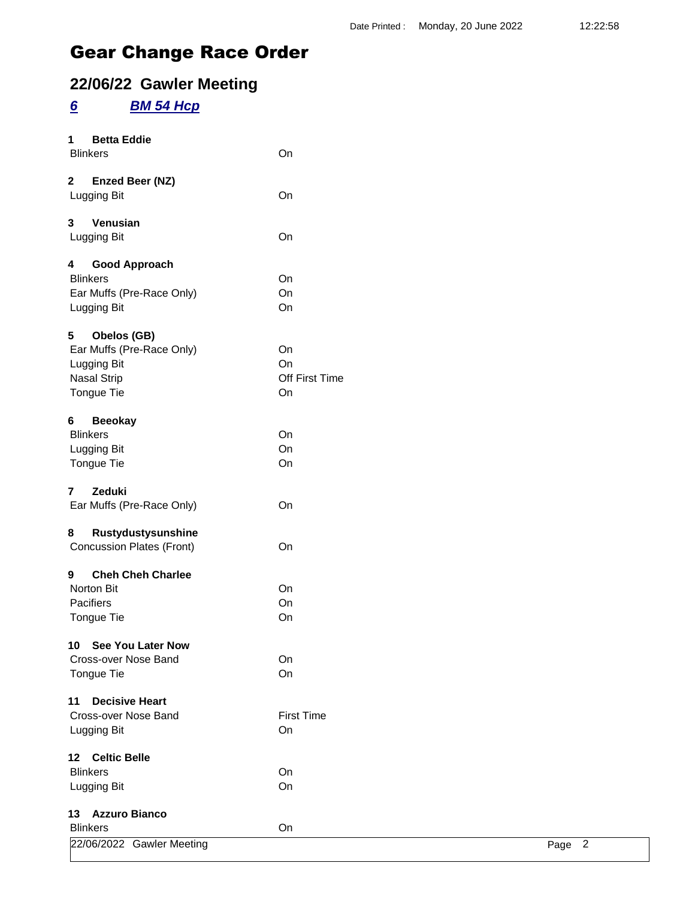# Gear Change Race Order

## 22/06/22 Gawler Meeting

### *6* *BM 54 Hcp*

**1 Betta Eddie**

| | |
|---|---|
| Blinkers | On |

**2 Enzed Beer (NZ)**

| | |
|---|---|
| Lugging Bit | On |

**3 Venusian**

| | |
|---|---|
| Lugging Bit | On |

**4 Good Approach**

| | |
|---|---|
| Blinkers | On |
| Ear Muffs (Pre-Race Only) | On |
| Lugging Bit | On |

**5 Obelos (GB)**

| | |
|---|---|
| Ear Muffs (Pre-Race Only) | On |
| Lugging Bit | On |
| Nasal Strip | Off First Time |
| Tongue Tie | On |

**6 Beeokay**

| | |
|---|---|
| Blinkers | On |
| Lugging Bit | On |
| Tongue Tie | On |

**7 Zeduki**

| | |
|---|---|
| Ear Muffs (Pre-Race Only) | On |

**8 Rustydustysunshine**

| | |
|---|---|
| Concussion Plates (Front) | On |

**9 Cheh Cheh Charlee**

| | |
|---|---|
| Norton Bit | On |
| Pacifiers | On |
| Tongue Tie | On |

**10 See You Later Now**

| | |
|---|---|
| Cross-over Nose Band | On |
| Tongue Tie | On |

**11 Decisive Heart**

| | |
|---|---|
| Cross-over Nose Band | First Time |
| Lugging Bit | On |

**12 Celtic Belle**

| | |
|---|---|
| Blinkers | On |
| Lugging Bit | On |

**13 Azzuro Bianco**

| | |
|---|---|
| Blinkers | On |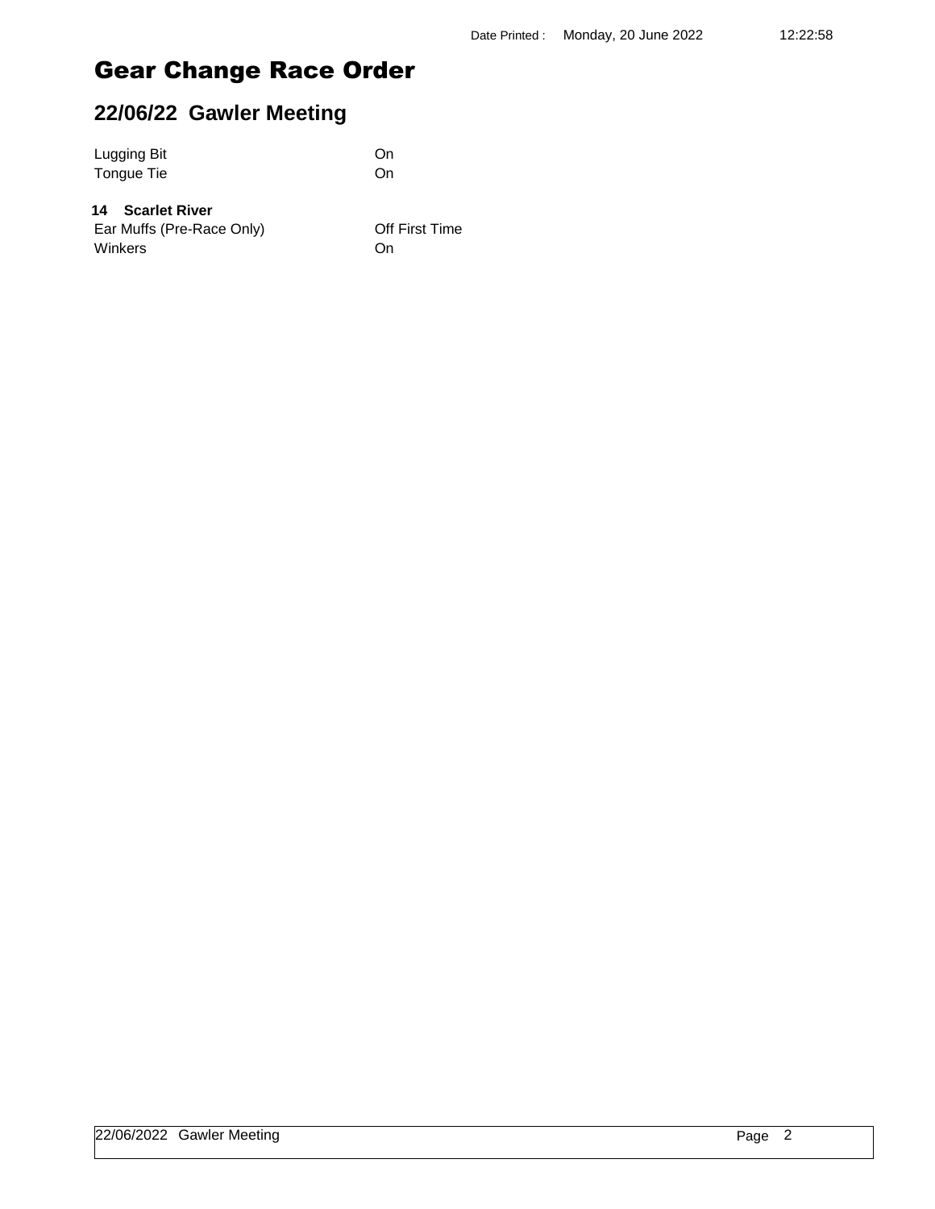# Gear Change Race Order

## 22/06/22 Gawler Meeting

| | |
|---|---|
| Lugging Bit | On |
| Tongue Tie | On |

**14 Scarlet River**

| | |
|---|---|
| Ear Muffs (Pre-Race Only) | Off First Time |
| Winkers | On |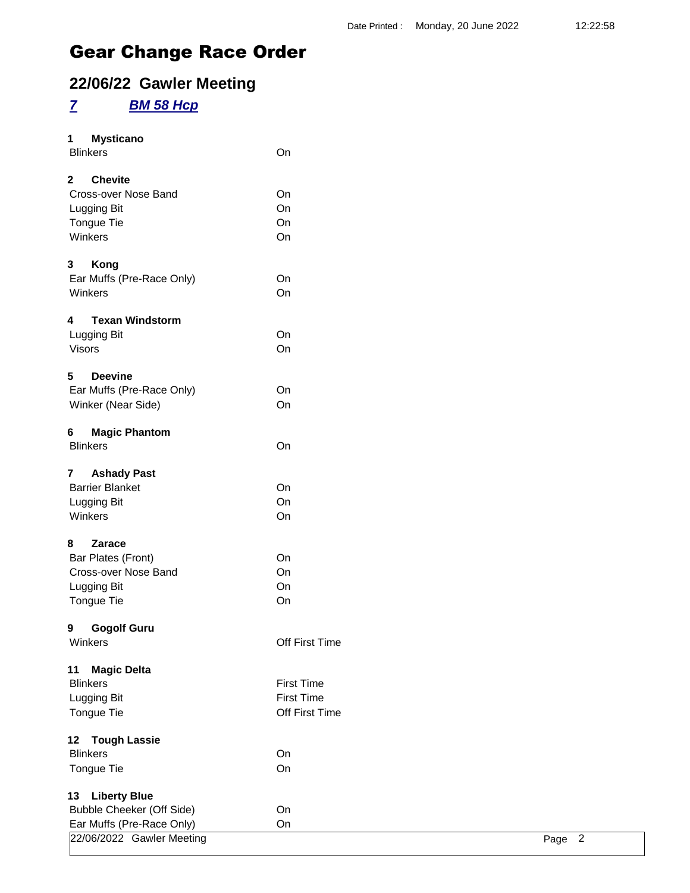Date Printed : Monday, 20 June 2022 12:22:58

# Gear Change Race Order

## 22/06/22 Gawler Meeting

### *7* *BM 58 Hcp*

**1 Mysticano**

| | |
|---|---|
| Blinkers | On |

**2 Chevite**

| | |
|---|---|
| Cross-over Nose Band | On |
| Lugging Bit | On |
| Tongue Tie | On |
| Winkers | On |

**3 Kong**

| | |
|---|---|
| Ear Muffs (Pre-Race Only) | On |
| Winkers | On |

**4 Texan Windstorm**

| | |
|---|---|
| Lugging Bit | On |
| Visors | On |

**5 Deevine**

| | |
|---|---|
| Ear Muffs (Pre-Race Only) | On |
| Winker (Near Side) | On |

**6 Magic Phantom**

| | |
|---|---|
| Blinkers | On |

**7 Ashady Past**

| | |
|---|---|
| Barrier Blanket | On |
| Lugging Bit | On |
| Winkers | On |

**8 Zarace**

| | |
|---|---|
| Bar Plates (Front) | On |
| Cross-over Nose Band | On |
| Lugging Bit | On |
| Tongue Tie | On |

**9 Gogolf Guru**

| | |
|---|---|
| Winkers | Off First Time |

**11 Magic Delta**

| | |
|---|---|
| Blinkers | First Time |
| Lugging Bit | First Time |
| Tongue Tie | Off First Time |

**12 Tough Lassie**

| | |
|---|---|
| Blinkers | On |
| Tongue Tie | On |

**13 Liberty Blue**

| | |
|---|---|
| Bubble Cheeker (Off Side) | On |
| Ear Muffs (Pre-Race Only) | On |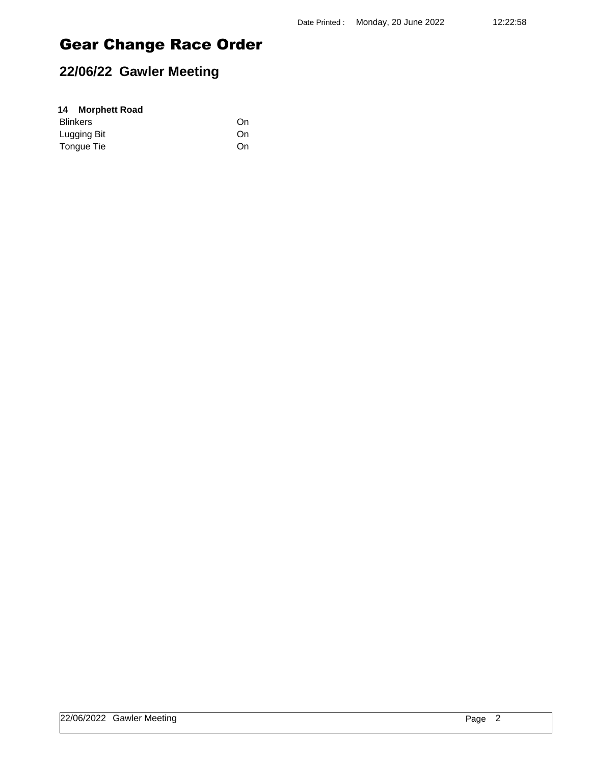# Gear Change Race Order

## 22/06/22 Gawler Meeting

**14 Morphett Road**

| | |
|---|---|
| Blinkers | On |
| Lugging Bit | On |
| Tongue Tie | On |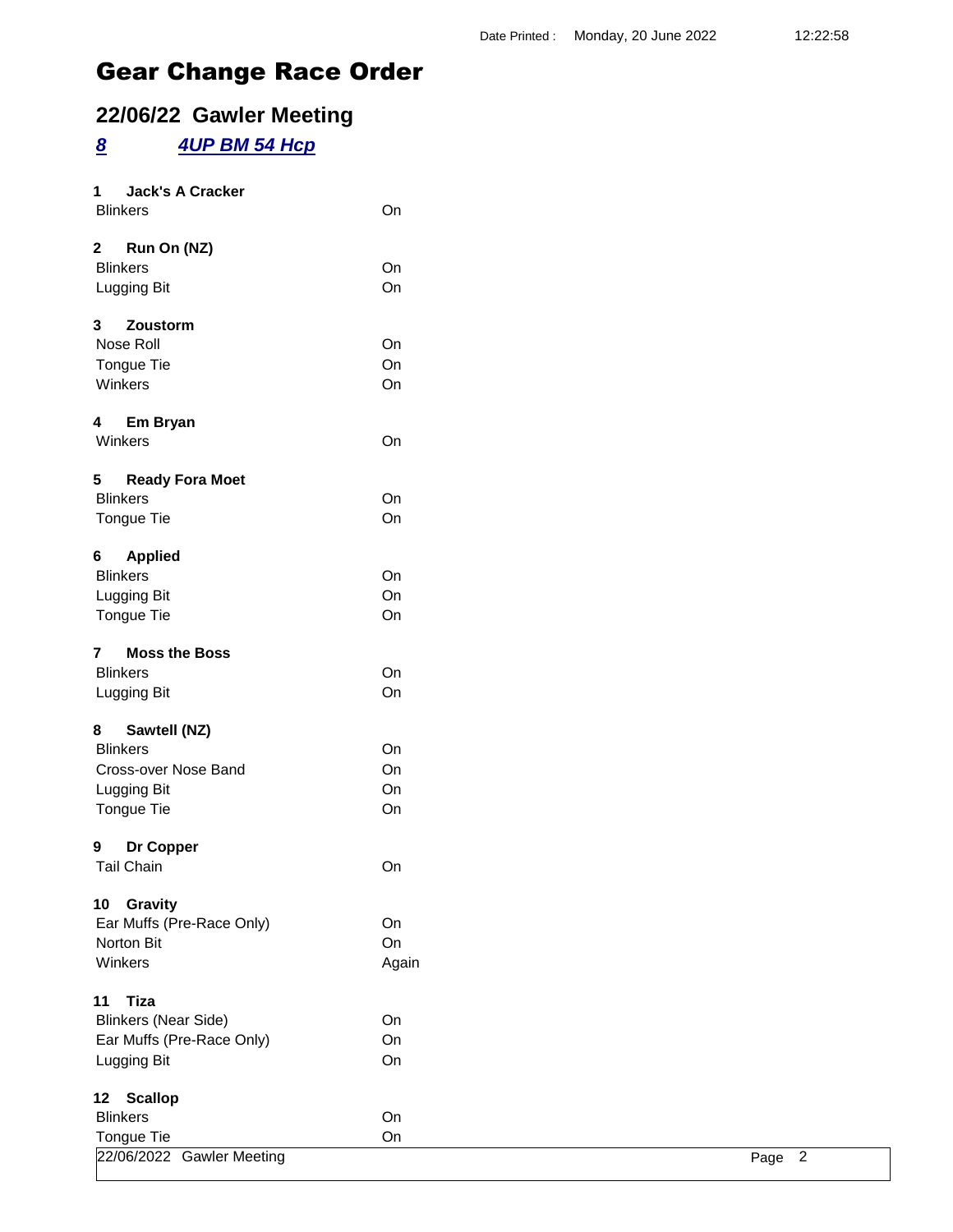Date Printed : Monday, 20 June 2022 12:22:58

# Gear Change Race Order

## 22/06/22 Gawler Meeting

### *8* *4UP BM 54 Hcp*

**1 Jack's A Cracker**

| | |
|---|---|
| Blinkers | On |

**2 Run On (NZ)**

| | |
|---|---|
| Blinkers | On |
| Lugging Bit | On |

**3 Zoustorm**

| | |
|---|---|
| Nose Roll | On |
| Tongue Tie | On |
| Winkers | On |

**4 Em Bryan**

| | |
|---|---|
| Winkers | On |

**5 Ready Fora Moet**

| | |
|---|---|
| Blinkers | On |
| Tongue Tie | On |

**6 Applied**

| | |
|---|---|
| Blinkers | On |
| Lugging Bit | On |
| Tongue Tie | On |

**7 Moss the Boss**

| | |
|---|---|
| Blinkers | On |
| Lugging Bit | On |

**8 Sawtell (NZ)**

| | |
|---|---|
| Blinkers | On |
| Cross-over Nose Band | On |
| Lugging Bit | On |
| Tongue Tie | On |

**9 Dr Copper**

| | |
|---|---|
| Tail Chain | On |

**10 Gravity**

| | |
|---|---|
| Ear Muffs (Pre-Race Only) | On |
| Norton Bit | On |
| Winkers | Again |

**11 Tiza**

| | |
|---|---|
| Blinkers (Near Side) | On |
| Ear Muffs (Pre-Race Only) | On |
| Lugging Bit | On |

**12 Scallop**

| | |
|---|---|
| Blinkers | On |
| Tongue Tie | On |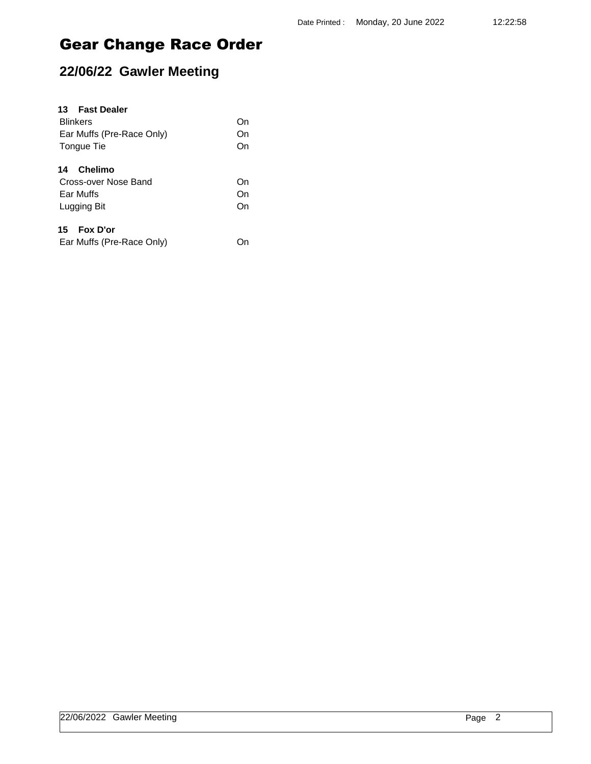Date Printed : Monday, 20 June 2022 12:22:58

# Gear Change Race Order

## 22/06/22 Gawler Meeting

**13 Fast Dealer**

| | |
|---|---|
| Blinkers | On |
| Ear Muffs (Pre-Race Only) | On |
| Tongue Tie | On |

**14 Chelimo**

| | |
|---|---|
| Cross-over Nose Band | On |
| Ear Muffs | On |
| Lugging Bit | On |

**15 Fox D'or**

| | |
|---|---|
| Ear Muffs (Pre-Race Only) | On |